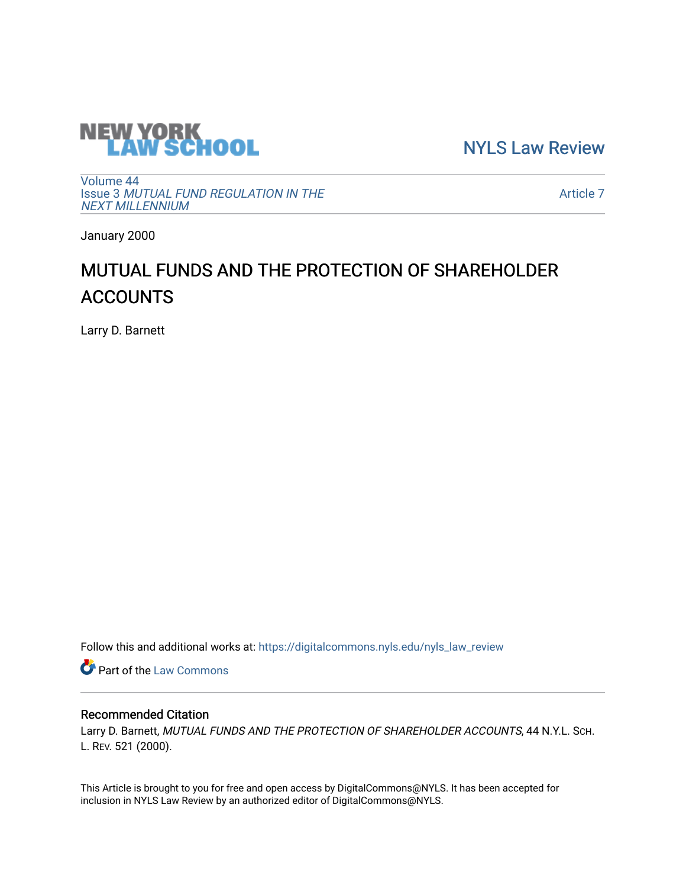NEW YORK LAW SCHOOL

NYLS Law Review

Volume 44
Issue 3 *MUTUAL FUND REGULATION IN THE NEXT MILLENNIUM*

Article 7

January 2000

# MUTUAL FUNDS AND THE PROTECTION OF SHAREHOLDER ACCOUNTS

Larry D. Barnett

Follow this and additional works at: https://digitalcommons.nyls.edu/nyls_law_review

Part of the Law Commons

## Recommended Citation

Larry D. Barnett, *MUTUAL FUNDS AND THE PROTECTION OF SHAREHOLDER ACCOUNTS*, 44 N.Y.L. SCH. L. REV. 521 (2000).

This Article is brought to you for free and open access by DigitalCommons@NYLS. It has been accepted for inclusion in NYLS Law Review by an authorized editor of DigitalCommons@NYLS.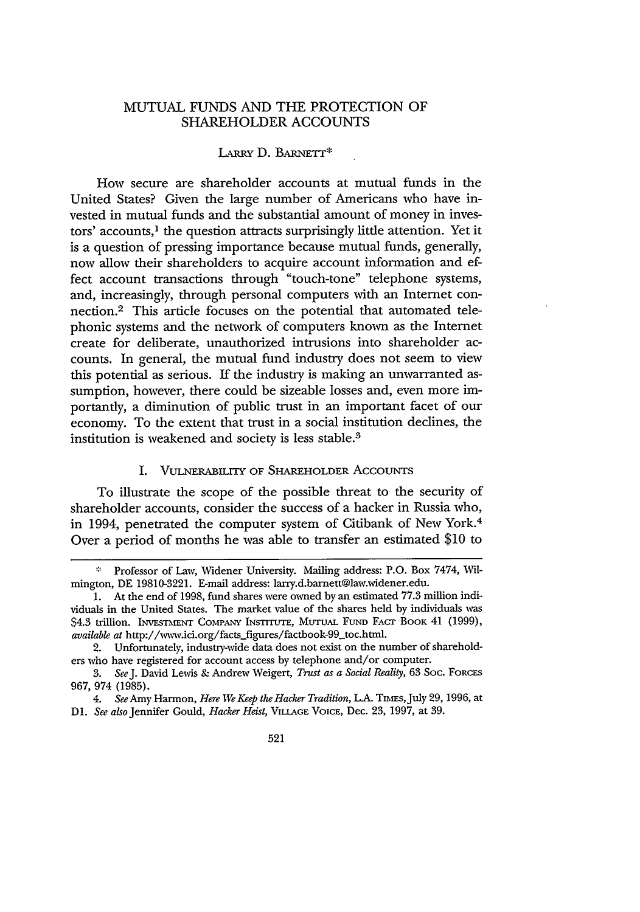# MUTUAL FUNDS AND THE PROTECTION OF SHAREHOLDER ACCOUNTS

LARRY D. BARNETT*

How secure are shareholder accounts at mutual funds in the United States? Given the large number of Americans who have invested in mutual funds and the substantial amount of money in investors' accounts,[1] the question attracts surprisingly little attention. Yet it is a question of pressing importance because mutual funds, generally, now allow their shareholders to acquire account information and effect account transactions through "touch-tone" telephone systems, and, increasingly, through personal computers with an Internet connection.[2] This article focuses on the potential that automated telephonic systems and the network of computers known as the Internet create for deliberate, unauthorized intrusions into shareholder accounts. In general, the mutual fund industry does not seem to view this potential as serious. If the industry is making an unwarranted assumption, however, there could be sizeable losses and, even more importantly, a diminution of public trust in an important facet of our economy. To the extent that trust in a social institution declines, the institution is weakened and society is less stable.[3]

## I. VULNERABILITY OF SHAREHOLDER ACCOUNTS

To illustrate the scope of the possible threat to the security of shareholder accounts, consider the success of a hacker in Russia who, in 1994, penetrated the computer system of Citibank of New York.[4] Over a period of months he was able to transfer an estimated $10 to

---

\* Professor of Law, Widener University. Mailing address: P.O. Box 7474, Wilmington, DE 19810-3221. E-mail address: larry.d.barnett@law.widener.edu.

1. At the end of 1998, fund shares were owned by an estimated 77.3 million individuals in the United States. The market value of the shares held by individuals was $4.3 trillion. INVESTMENT COMPANY INSTITUTE, MUTUAL FUND FACT BOOK 41 (1999), *available at* http://www.ici.org/facts_figures/factbook-99_toc.html.

2. Unfortunately, industry-wide data does not exist on the number of shareholders who have registered for account access by telephone and/or computer.

3. *See* J. David Lewis & Andrew Weigert, *Trust as a Social Reality*, 63 SOC. FORCES 967, 974 (1985).

4. *See* Amy Harmon, *Here We Keep the Hacker Tradition*, L.A. TIMES, July 29, 1996, at D1. *See also* Jennifer Gould, *Hacker Heist*, VILLAGE VOICE, Dec. 23, 1997, at 39.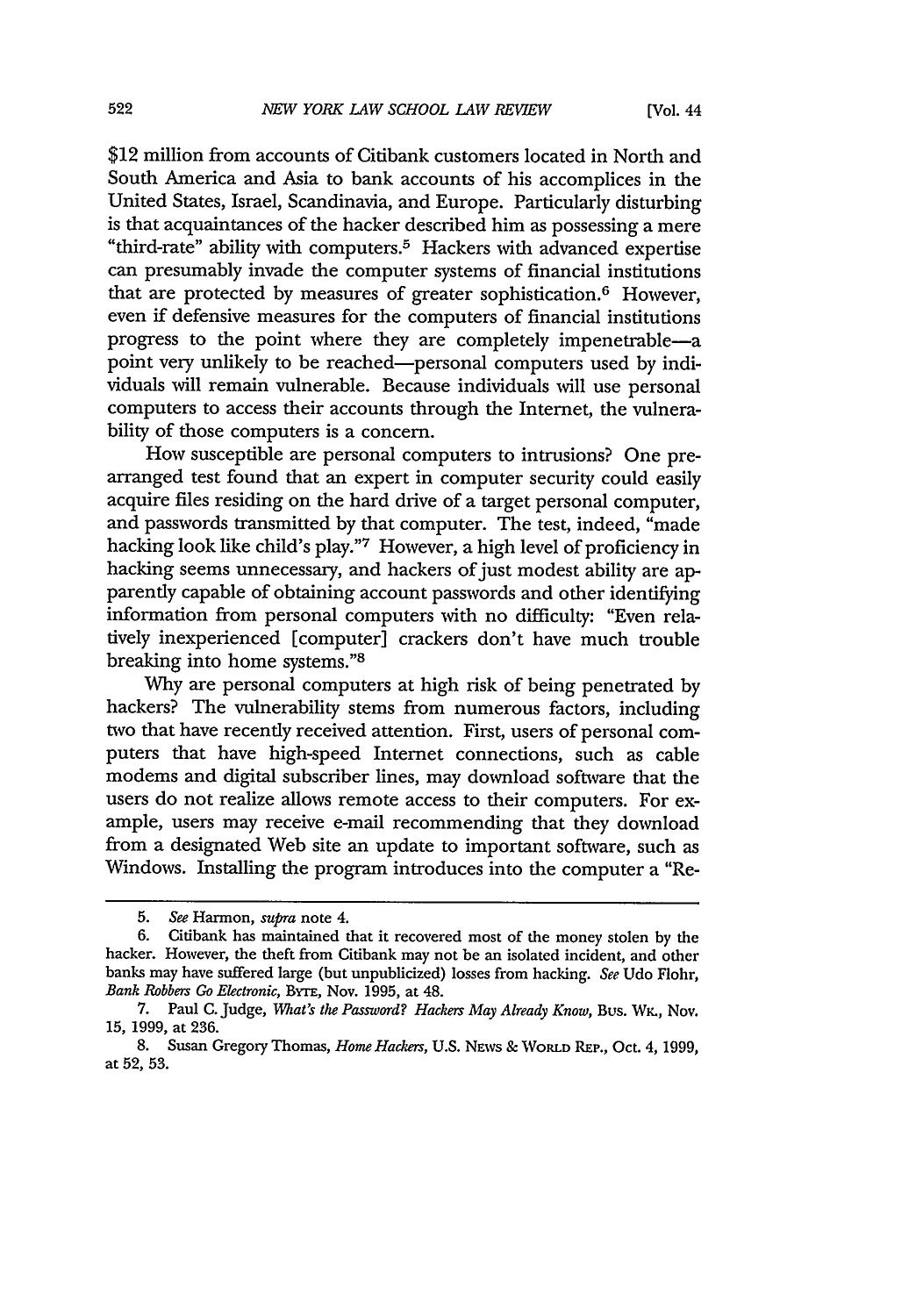$12 million from accounts of Citibank customers located in North and South America and Asia to bank accounts of his accomplices in the United States, Israel, Scandinavia, and Europe. Particularly disturbing is that acquaintances of the hacker described him as possessing a mere "third-rate" ability with computers.[5] Hackers with advanced expertise can presumably invade the computer systems of financial institutions that are protected by measures of greater sophistication.[6] However, even if defensive measures for the computers of financial institutions progress to the point where they are completely impenetrable—a point very unlikely to be reached—personal computers used by individuals will remain vulnerable. Because individuals will use personal computers to access their accounts through the Internet, the vulnerability of those computers is a concern.

How susceptible are personal computers to intrusions? One prearranged test found that an expert in computer security could easily acquire files residing on the hard drive of a target personal computer, and passwords transmitted by that computer. The test, indeed, "made hacking look like child's play."[7] However, a high level of proficiency in hacking seems unnecessary, and hackers of just modest ability are apparently capable of obtaining account passwords and other identifying information from personal computers with no difficulty: "Even relatively inexperienced [computer] crackers don't have much trouble breaking into home systems."[8]

Why are personal computers at high risk of being penetrated by hackers? The vulnerability stems from numerous factors, including two that have recently received attention. First, users of personal computers that have high-speed Internet connections, such as cable modems and digital subscriber lines, may download software that the users do not realize allows remote access to their computers. For example, users may receive e-mail recommending that they download from a designated Web site an update to important software, such as Windows. Installing the program introduces into the computer a "Re-

---

5. *See* Harmon, *supra* note 4.

6. Citibank has maintained that it recovered most of the money stolen by the hacker. However, the theft from Citibank may not be an isolated incident, and other banks may have suffered large (but unpublicized) losses from hacking. *See* Udo Flohr, *Bank Robbers Go Electronic*, BYTE, Nov. 1995, at 48.

7. Paul C. Judge, *What's the Password? Hackers May Already Know*, BUS. WK., Nov. 15, 1999, at 236.

8. Susan Gregory Thomas, *Home Hackers*, U.S. NEWS & WORLD REP., Oct. 4, 1999, at 52, 53.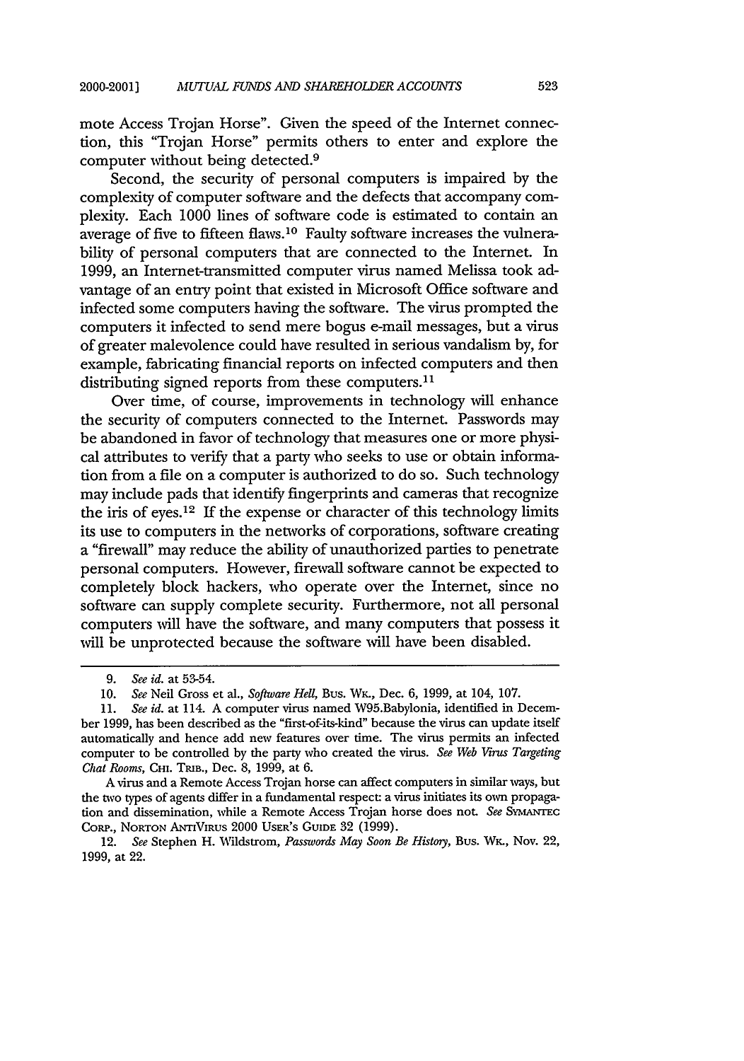mote Access Trojan Horse". Given the speed of the Internet connection, this "Trojan Horse" permits others to enter and explore the computer without being detected.[9]

Second, the security of personal computers is impaired by the complexity of computer software and the defects that accompany complexity. Each 1000 lines of software code is estimated to contain an average of five to fifteen flaws.[10] Faulty software increases the vulnerability of personal computers that are connected to the Internet. In 1999, an Internet-transmitted computer virus named Melissa took advantage of an entry point that existed in Microsoft Office software and infected some computers having the software. The virus prompted the computers it infected to send mere bogus e-mail messages, but a virus of greater malevolence could have resulted in serious vandalism by, for example, fabricating financial reports on infected computers and then distributing signed reports from these computers.[11]

Over time, of course, improvements in technology will enhance the security of computers connected to the Internet. Passwords may be abandoned in favor of technology that measures one or more physical attributes to verify that a party who seeks to use or obtain information from a file on a computer is authorized to do so. Such technology may include pads that identify fingerprints and cameras that recognize the iris of eyes.[12] If the expense or character of this technology limits its use to computers in the networks of corporations, software creating a "firewall" may reduce the ability of unauthorized parties to penetrate personal computers. However, firewall software cannot be expected to completely block hackers, who operate over the Internet, since no software can supply complete security. Furthermore, not all personal computers will have the software, and many computers that possess it will be unprotected because the software will have been disabled.

---

9. *See id.* at 53-54.

10. *See* Neil Gross et al., *Software Hell*, Bus. Wk., Dec. 6, 1999, at 104, 107.

11. *See id.* at 114. A computer virus named W95.Babylonia, identified in December 1999, has been described as the "first-of-its-kind" because the virus can update itself automatically and hence add new features over time. The virus permits an infected computer to be controlled by the party who created the virus. *See Web Virus Targeting Chat Rooms*, Chi. Trib., Dec. 8, 1999, at 6.

A virus and a Remote Access Trojan horse can affect computers in similar ways, but the two types of agents differ in a fundamental respect: a virus initiates its own propagation and dissemination, while a Remote Access Trojan horse does not. *See* Symantec Corp., Norton AntiVirus 2000 User's Guide 32 (1999).

12. *See* Stephen H. Wildstrom, *Passwords May Soon Be History*, Bus. Wk., Nov. 22, 1999, at 22.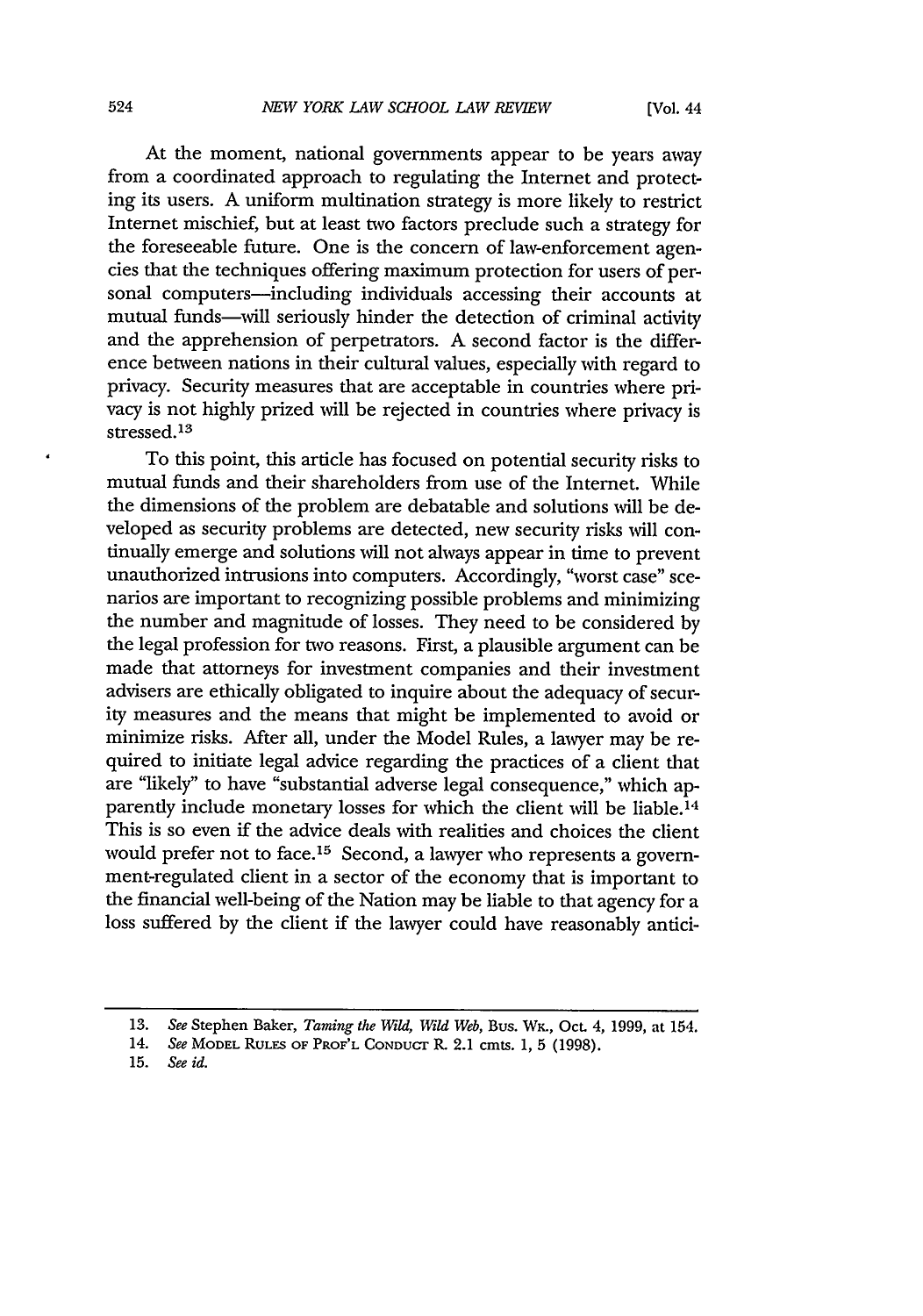At the moment, national governments appear to be years away from a coordinated approach to regulating the Internet and protecting its users. A uniform multination strategy is more likely to restrict Internet mischief, but at least two factors preclude such a strategy for the foreseeable future. One is the concern of law-enforcement agencies that the techniques offering maximum protection for users of personal computers—including individuals accessing their accounts at mutual funds—will seriously hinder the detection of criminal activity and the apprehension of perpetrators. A second factor is the difference between nations in their cultural values, especially with regard to privacy. Security measures that are acceptable in countries where privacy is not highly prized will be rejected in countries where privacy is stressed.[13]

To this point, this article has focused on potential security risks to mutual funds and their shareholders from use of the Internet. While the dimensions of the problem are debatable and solutions will be developed as security problems are detected, new security risks will continually emerge and solutions will not always appear in time to prevent unauthorized intrusions into computers. Accordingly, "worst case" scenarios are important to recognizing possible problems and minimizing the number and magnitude of losses. They need to be considered by the legal profession for two reasons. First, a plausible argument can be made that attorneys for investment companies and their investment advisers are ethically obligated to inquire about the adequacy of security measures and the means that might be implemented to avoid or minimize risks. After all, under the Model Rules, a lawyer may be required to initiate legal advice regarding the practices of a client that are "likely" to have "substantial adverse legal consequence," which apparently include monetary losses for which the client will be liable.[14] This is so even if the advice deals with realities and choices the client would prefer not to face.[15] Second, a lawyer who represents a government-regulated client in a sector of the economy that is important to the financial well-being of the Nation may be liable to that agency for a loss suffered by the client if the lawyer could have reasonably antici-

---

13. *See* Stephen Baker, *Taming the Wild, Wild Web*, BUS. WK., Oct. 4, 1999, at 154.

14. *See* MODEL RULES OF PROF'L CONDUCT R. 2.1 cmts. 1, 5 (1998).

15. *See id.*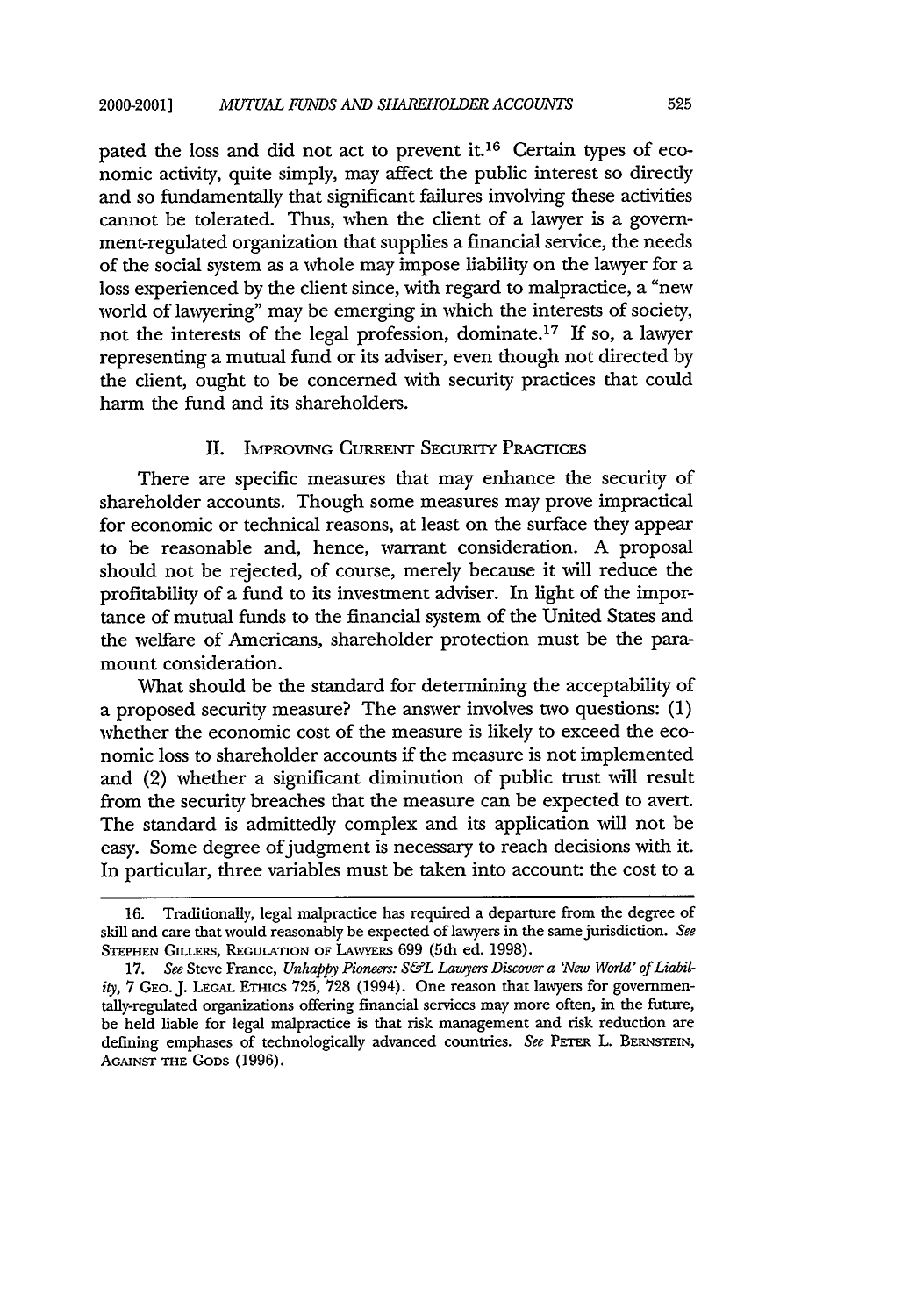pated the loss and did not act to prevent it.[16] Certain types of economic activity, quite simply, may affect the public interest so directly and so fundamentally that significant failures involving these activities cannot be tolerated. Thus, when the client of a lawyer is a government-regulated organization that supplies a financial service, the needs of the social system as a whole may impose liability on the lawyer for a loss experienced by the client since, with regard to malpractice, a "new world of lawyering" may be emerging in which the interests of society, not the interests of the legal profession, dominate.[17] If so, a lawyer representing a mutual fund or its adviser, even though not directed by the client, ought to be concerned with security practices that could harm the fund and its shareholders.

## II. Improving Current Security Practices

There are specific measures that may enhance the security of shareholder accounts. Though some measures may prove impractical for economic or technical reasons, at least on the surface they appear to be reasonable and, hence, warrant consideration. A proposal should not be rejected, of course, merely because it will reduce the profitability of a fund to its investment adviser. In light of the importance of mutual funds to the financial system of the United States and the welfare of Americans, shareholder protection must be the paramount consideration.

What should be the standard for determining the acceptability of a proposed security measure? The answer involves two questions: (1) whether the economic cost of the measure is likely to exceed the economic loss to shareholder accounts if the measure is not implemented and (2) whether a significant diminution of public trust will result from the security breaches that the measure can be expected to avert. The standard is admittedly complex and its application will not be easy. Some degree of judgment is necessary to reach decisions with it. In particular, three variables must be taken into account: the cost to a

---

16. Traditionally, legal malpractice has required a departure from the degree of skill and care that would reasonably be expected of lawyers in the same jurisdiction. *See* Stephen Gillers, Regulation of Lawyers 699 (5th ed. 1998).

17. *See* Steve France, *Unhappy Pioneers: S&L Lawyers Discover a 'New World' of Liability*, 7 Geo. J. Legal Ethics 725, 728 (1994). One reason that lawyers for governmentally-regulated organizations offering financial services may more often, in the future, be held liable for legal malpractice is that risk management and risk reduction are defining emphases of technologically advanced countries. *See* Peter L. Bernstein, Against the Gods (1996).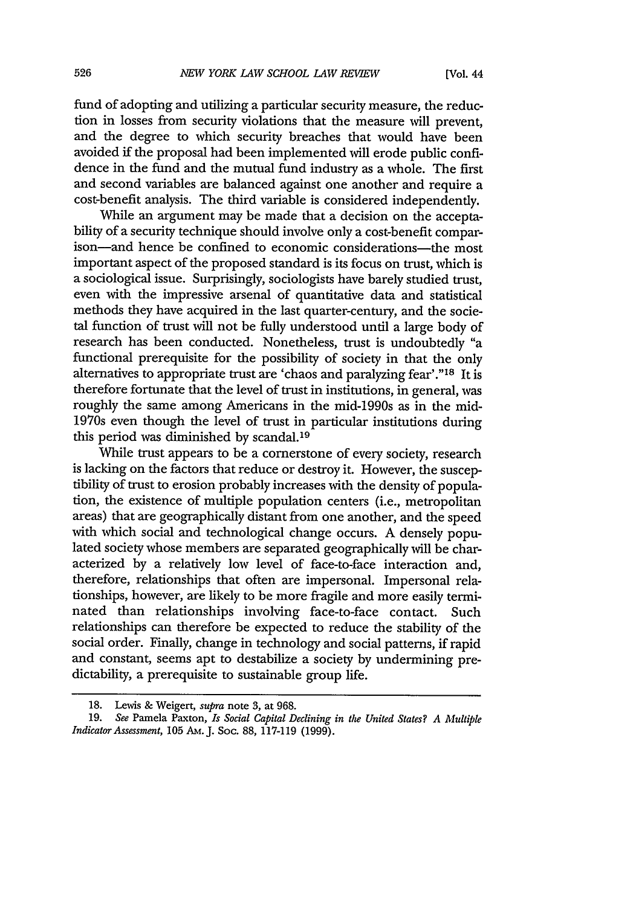fund of adopting and utilizing a particular security measure, the reduction in losses from security violations that the measure will prevent, and the degree to which security breaches that would have been avoided if the proposal had been implemented will erode public confidence in the fund and the mutual fund industry as a whole. The first and second variables are balanced against one another and require a cost-benefit analysis. The third variable is considered independently.

While an argument may be made that a decision on the acceptability of a security technique should involve only a cost-benefit comparison—and hence be confined to economic considerations—the most important aspect of the proposed standard is its focus on trust, which is a sociological issue. Surprisingly, sociologists have barely studied trust, even with the impressive arsenal of quantitative data and statistical methods they have acquired in the last quarter-century, and the societal function of trust will not be fully understood until a large body of research has been conducted. Nonetheless, trust is undoubtedly "a functional prerequisite for the possibility of society in that the only alternatives to appropriate trust are 'chaos and paralyzing fear'."[18] It is therefore fortunate that the level of trust in institutions, in general, was roughly the same among Americans in the mid-1990s as in the mid-1970s even though the level of trust in particular institutions during this period was diminished by scandal.[19]

While trust appears to be a cornerstone of every society, research is lacking on the factors that reduce or destroy it. However, the susceptibility of trust to erosion probably increases with the density of population, the existence of multiple population centers (i.e., metropolitan areas) that are geographically distant from one another, and the speed with which social and technological change occurs. A densely populated society whose members are separated geographically will be characterized by a relatively low level of face-to-face interaction and, therefore, relationships that often are impersonal. Impersonal relationships, however, are likely to be more fragile and more easily terminated than relationships involving face-to-face contact. Such relationships can therefore be expected to reduce the stability of the social order. Finally, change in technology and social patterns, if rapid and constant, seems apt to destabilize a society by undermining predictability, a prerequisite to sustainable group life.

---

18. Lewis & Weigert, *supra* note 3, at 968.

19. *See* Pamela Paxton, *Is Social Capital Declining in the United States? A Multiple Indicator Assessment*, 105 Am. J. Soc. 88, 117-119 (1999).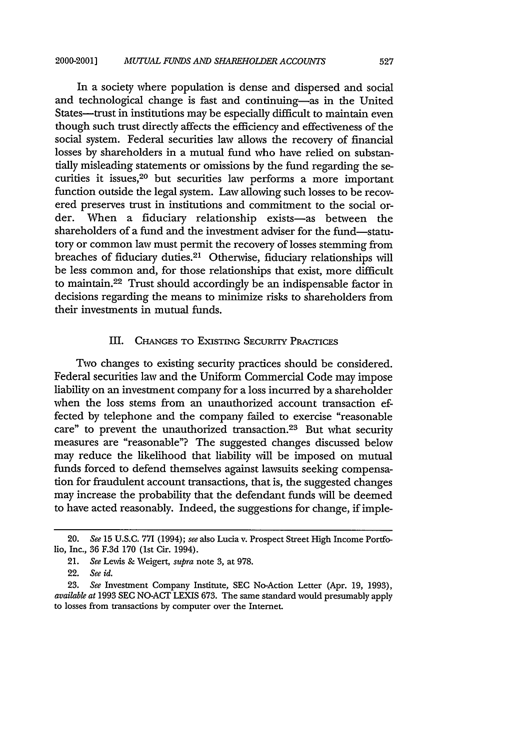In a society where population is dense and dispersed and social and technological change is fast and continuing—as in the United States—trust in institutions may be especially difficult to maintain even though such trust directly affects the efficiency and effectiveness of the social system. Federal securities law allows the recovery of financial losses by shareholders in a mutual fund who have relied on substantially misleading statements or omissions by the fund regarding the securities it issues,[20] but securities law performs a more important function outside the legal system. Law allowing such losses to be recovered preserves trust in institutions and commitment to the social order. When a fiduciary relationship exists—as between the shareholders of a fund and the investment adviser for the fund—statutory or common law must permit the recovery of losses stemming from breaches of fiduciary duties.[21] Otherwise, fiduciary relationships will be less common and, for those relationships that exist, more difficult to maintain.[22] Trust should accordingly be an indispensable factor in decisions regarding the means to minimize risks to shareholders from their investments in mutual funds.

## III. Changes to Existing Security Practices

Two changes to existing security practices should be considered. Federal securities law and the Uniform Commercial Code may impose liability on an investment company for a loss incurred by a shareholder when the loss stems from an unauthorized account transaction effected by telephone and the company failed to exercise "reasonable care" to prevent the unauthorized transaction.[23] But what security measures are "reasonable"? The suggested changes discussed below may reduce the likelihood that liability will be imposed on mutual funds forced to defend themselves against lawsuits seeking compensation for fraudulent account transactions, that is, the suggested changes may increase the probability that the defendant funds will be deemed to have acted reasonably. Indeed, the suggestions for change, if imple-

---

20. *See* 15 U.S.C. 77l (1994); *see also* Lucia v. Prospect Street High Income Portfolio, Inc., 36 F.3d 170 (1st Cir. 1994).

21. *See* Lewis & Weigert, *supra* note 3, at 978.

22. *See id.*

23. *See* Investment Company Institute, SEC No-Action Letter (Apr. 19, 1993), *available at* 1993 SEC NO-ACT LEXIS 673. The same standard would presumably apply to losses from transactions by computer over the Internet.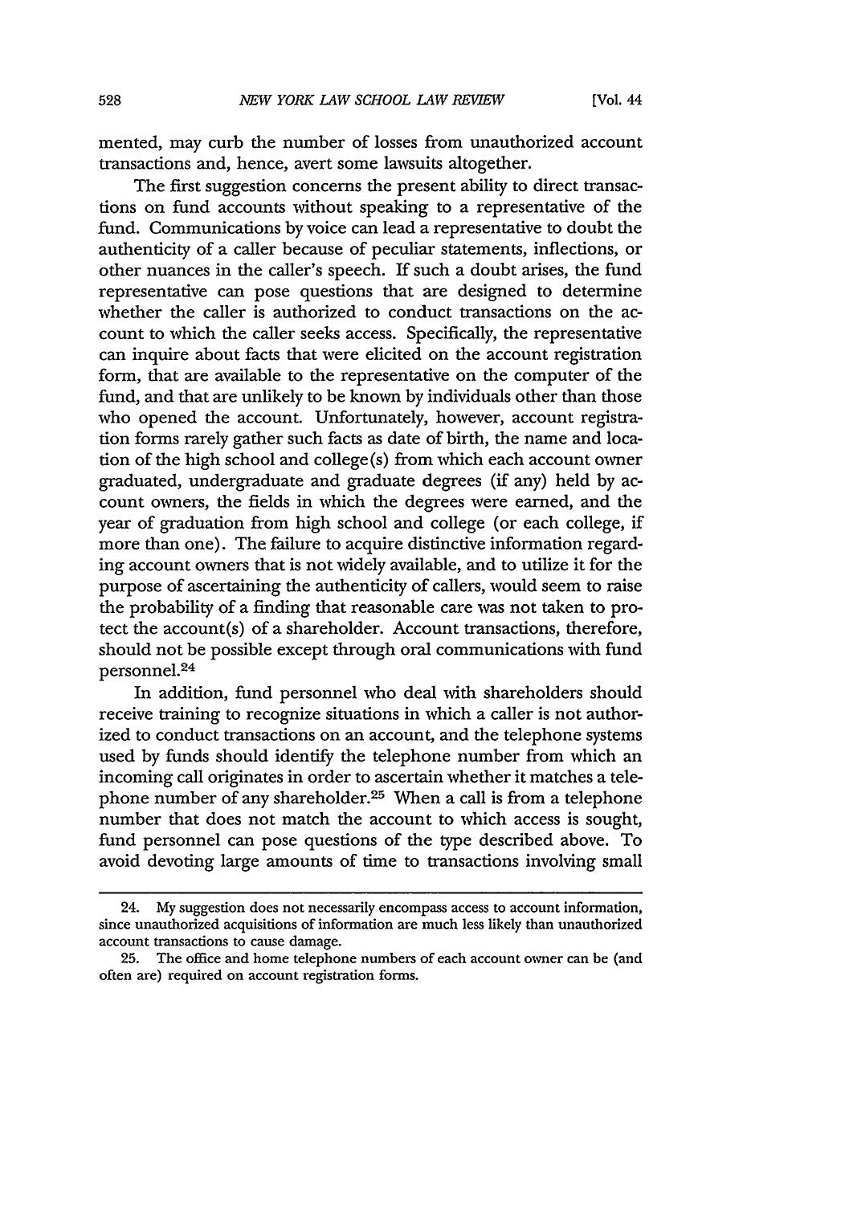mented, may curb the number of losses from unauthorized account transactions and, hence, avert some lawsuits altogether.

The first suggestion concerns the present ability to direct transactions on fund accounts without speaking to a representative of the fund. Communications by voice can lead a representative to doubt the authenticity of a caller because of peculiar statements, inflections, or other nuances in the caller's speech. If such a doubt arises, the fund representative can pose questions that are designed to determine whether the caller is authorized to conduct transactions on the account to which the caller seeks access. Specifically, the representative can inquire about facts that were elicited on the account registration form, that are available to the representative on the computer of the fund, and that are unlikely to be known by individuals other than those who opened the account. Unfortunately, however, account registration forms rarely gather such facts as date of birth, the name and location of the high school and college(s) from which each account owner graduated, undergraduate and graduate degrees (if any) held by account owners, the fields in which the degrees were earned, and the year of graduation from high school and college (or each college, if more than one). The failure to acquire distinctive information regarding account owners that is not widely available, and to utilize it for the purpose of ascertaining the authenticity of callers, would seem to raise the probability of a finding that reasonable care was not taken to protect the account(s) of a shareholder. Account transactions, therefore, should not be possible except through oral communications with fund personnel.[24]

In addition, fund personnel who deal with shareholders should receive training to recognize situations in which a caller is not authorized to conduct transactions on an account, and the telephone systems used by funds should identify the telephone number from which an incoming call originates in order to ascertain whether it matches a telephone number of any shareholder.[25] When a call is from a telephone number that does not match the account to which access is sought, fund personnel can pose questions of the type described above. To avoid devoting large amounts of time to transactions involving small

---

24. My suggestion does not necessarily encompass access to account information, since unauthorized acquisitions of information are much less likely than unauthorized account transactions to cause damage.

25. The office and home telephone numbers of each account owner can be (and often are) required on account registration forms.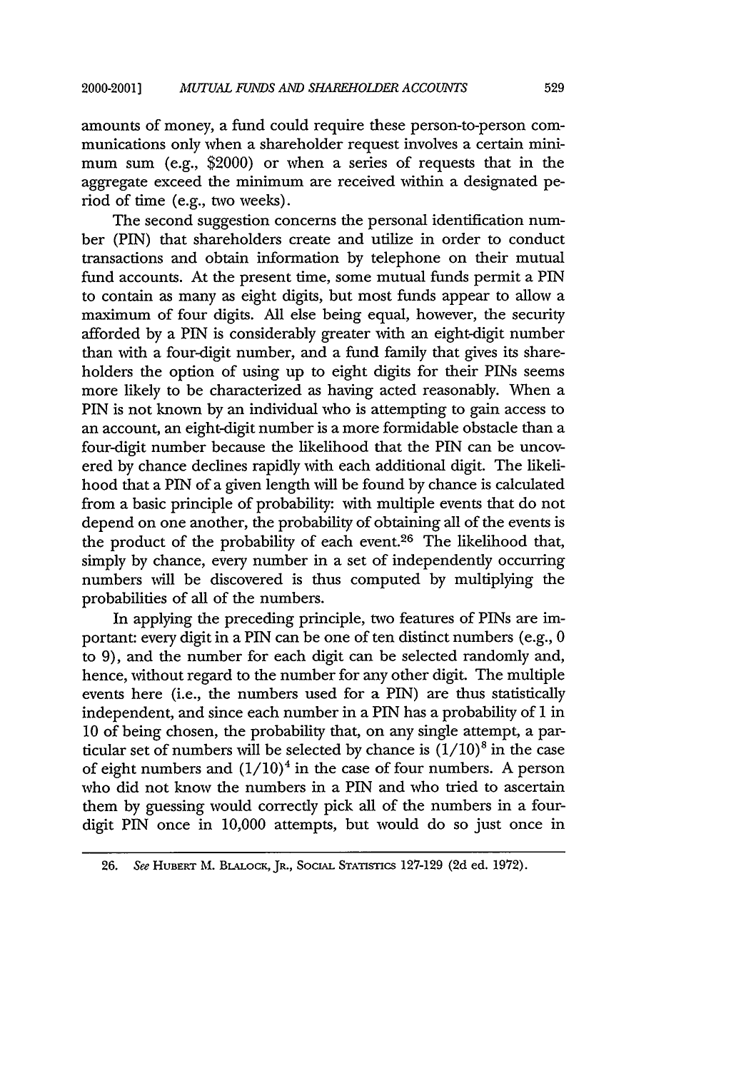amounts of money, a fund could require these person-to-person communications only when a shareholder request involves a certain minimum sum (e.g., $2000) or when a series of requests that in the aggregate exceed the minimum are received within a designated period of time (e.g., two weeks).

The second suggestion concerns the personal identification number (PIN) that shareholders create and utilize in order to conduct transactions and obtain information by telephone on their mutual fund accounts. At the present time, some mutual funds permit a PIN to contain as many as eight digits, but most funds appear to allow a maximum of four digits. All else being equal, however, the security afforded by a PIN is considerably greater with an eight-digit number than with a four-digit number, and a fund family that gives its shareholders the option of using up to eight digits for their PINs seems more likely to be characterized as having acted reasonably. When a PIN is not known by an individual who is attempting to gain access to an account, an eight-digit number is a more formidable obstacle than a four-digit number because the likelihood that the PIN can be uncovered by chance declines rapidly with each additional digit. The likelihood that a PIN of a given length will be found by chance is calculated from a basic principle of probability: with multiple events that do not depend on one another, the probability of obtaining all of the events is the product of the probability of each event.[26] The likelihood that, simply by chance, every number in a set of independently occurring numbers will be discovered is thus computed by multiplying the probabilities of all of the numbers.

In applying the preceding principle, two features of PINs are important: every digit in a PIN can be one of ten distinct numbers (e.g., 0 to 9), and the number for each digit can be selected randomly and, hence, without regard to the number for any other digit. The multiple events here (i.e., the numbers used for a PIN) are thus statistically independent, and since each number in a PIN has a probability of 1 in 10 of being chosen, the probability that, on any single attempt, a particular set of numbers will be selected by chance is $(1/10)^8$ in the case of eight numbers and $(1/10)^4$ in the case of four numbers. A person who did not know the numbers in a PIN and who tried to ascertain them by guessing would correctly pick all of the numbers in a four-digit PIN once in 10,000 attempts, but would do so just once in

---

26. *See* HUBERT M. BLALOCK, JR., SOCIAL STATISTICS 127-129 (2d ed. 1972).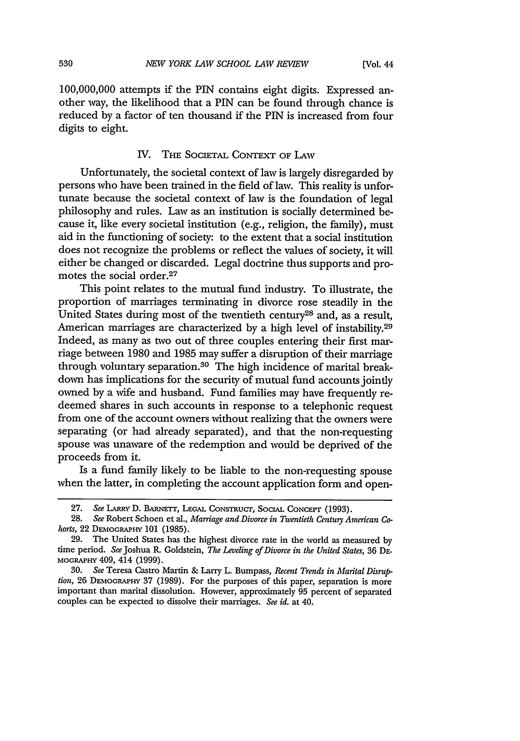100,000,000 attempts if the PIN contains eight digits. Expressed another way, the likelihood that a PIN can be found through chance is reduced by a factor of ten thousand if the PIN is increased from four digits to eight.

## IV. The Societal Context of Law

Unfortunately, the societal context of law is largely disregarded by persons who have been trained in the field of law. This reality is unfortunate because the societal context of law is the foundation of legal philosophy and rules. Law as an institution is socially determined because it, like every societal institution (e.g., religion, the family), must aid in the functioning of society: to the extent that a social institution does not recognize the problems or reflect the values of society, it will either be changed or discarded. Legal doctrine thus supports and promotes the social order.[27]

This point relates to the mutual fund industry. To illustrate, the proportion of marriages terminating in divorce rose steadily in the United States during most of the twentieth century[28] and, as a result, American marriages are characterized by a high level of instability.[29] Indeed, as many as two out of three couples entering their first marriage between 1980 and 1985 may suffer a disruption of their marriage through voluntary separation.[30] The high incidence of marital breakdown has implications for the security of mutual fund accounts jointly owned by a wife and husband. Fund families may have frequently redeemed shares in such accounts in response to a telephonic request from one of the account owners without realizing that the owners were separating (or had already separated), and that the non-requesting spouse was unaware of the redemption and would be deprived of the proceeds from it.

Is a fund family likely to be liable to the non-requesting spouse when the latter, in completing the account application form and open-

---

27. *See* Larry D. Barnett, Legal Construct, Social Concept (1993).

28. *See* Robert Schoen et al., *Marriage and Divorce in Twentieth Century American Cohorts*, 22 Demography 101 (1985).

29. The United States has the highest divorce rate in the world as measured by time period. *See* Joshua R. Goldstein, *The Leveling of Divorce in the United States*, 36 Demography 409, 414 (1999).

30. *See* Teresa Castro Martin & Larry L. Bumpass, *Recent Trends in Marital Disruption*, 26 Demography 37 (1989). For the purposes of this paper, separation is more important than marital dissolution. However, approximately 95 percent of separated couples can be expected to dissolve their marriages. *See id.* at 40.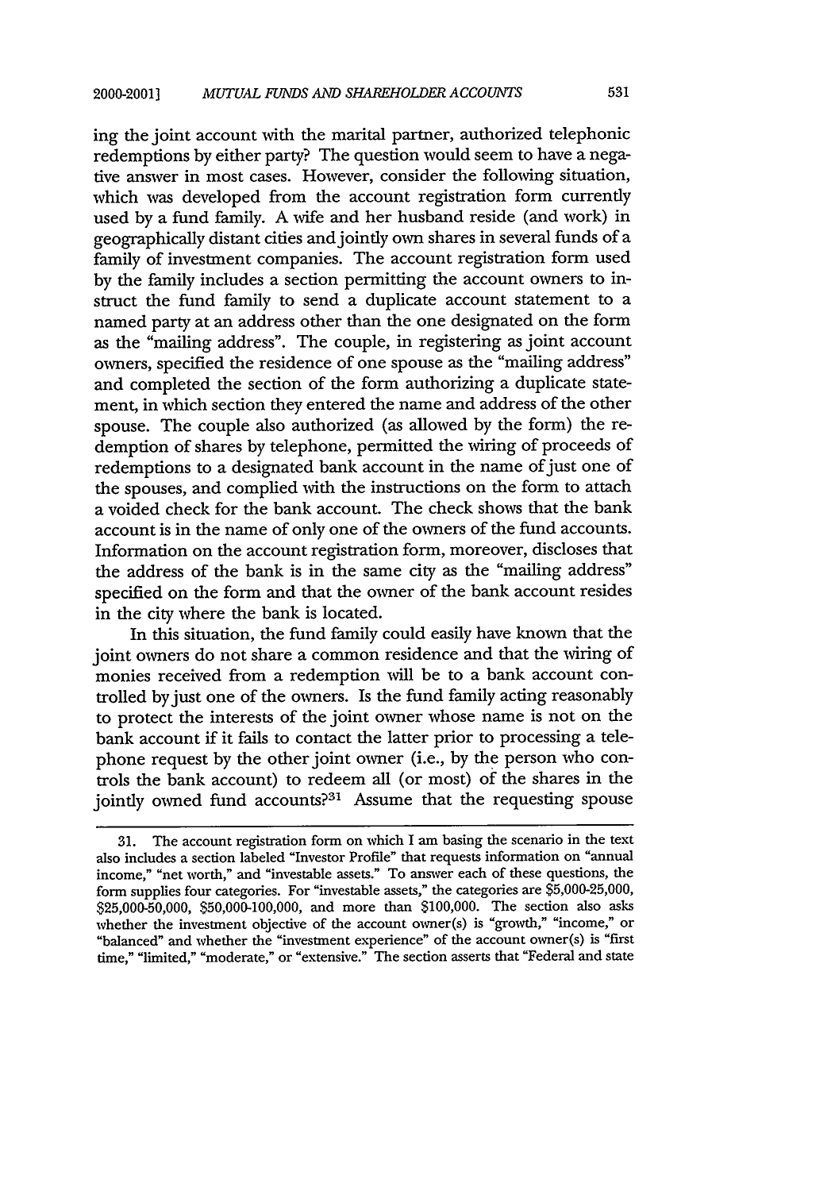ing the joint account with the marital partner, authorized telephonic redemptions by either party? The question would seem to have a negative answer in most cases. However, consider the following situation, which was developed from the account registration form currently used by a fund family. A wife and her husband reside (and work) in geographically distant cities and jointly own shares in several funds of a family of investment companies. The account registration form used by the family includes a section permitting the account owners to instruct the fund family to send a duplicate account statement to a named party at an address other than the one designated on the form as the "mailing address". The couple, in registering as joint account owners, specified the residence of one spouse as the "mailing address" and completed the section of the form authorizing a duplicate statement, in which section they entered the name and address of the other spouse. The couple also authorized (as allowed by the form) the redemption of shares by telephone, permitted the wiring of proceeds of redemptions to a designated bank account in the name of just one of the spouses, and complied with the instructions on the form to attach a voided check for the bank account. The check shows that the bank account is in the name of only one of the owners of the fund accounts. Information on the account registration form, moreover, discloses that the address of the bank is in the same city as the "mailing address" specified on the form and that the owner of the bank account resides in the city where the bank is located.

In this situation, the fund family could easily have known that the joint owners do not share a common residence and that the wiring of monies received from a redemption will be to a bank account controlled by just one of the owners. Is the fund family acting reasonably to protect the interests of the joint owner whose name is not on the bank account if it fails to contact the latter prior to processing a telephone request by the other joint owner (i.e., by the person who controls the bank account) to redeem all (or most) of the shares in the jointly owned fund accounts?[31] Assume that the requesting spouse

31. The account registration form on which I am basing the scenario in the text also includes a section labeled "Investor Profile" that requests information on "annual income," "net worth," and "investable assets." To answer each of these questions, the form supplies four categories. For "investable assets," the categories are $5,000-25,000, $25,000-50,000, $50,000-100,000, and more than $100,000. The section also asks whether the investment objective of the account owner(s) is "growth," "income," or "balanced" and whether the "investment experience" of the account owner(s) is "first time," "limited," "moderate," or "extensive." The section asserts that "Federal and state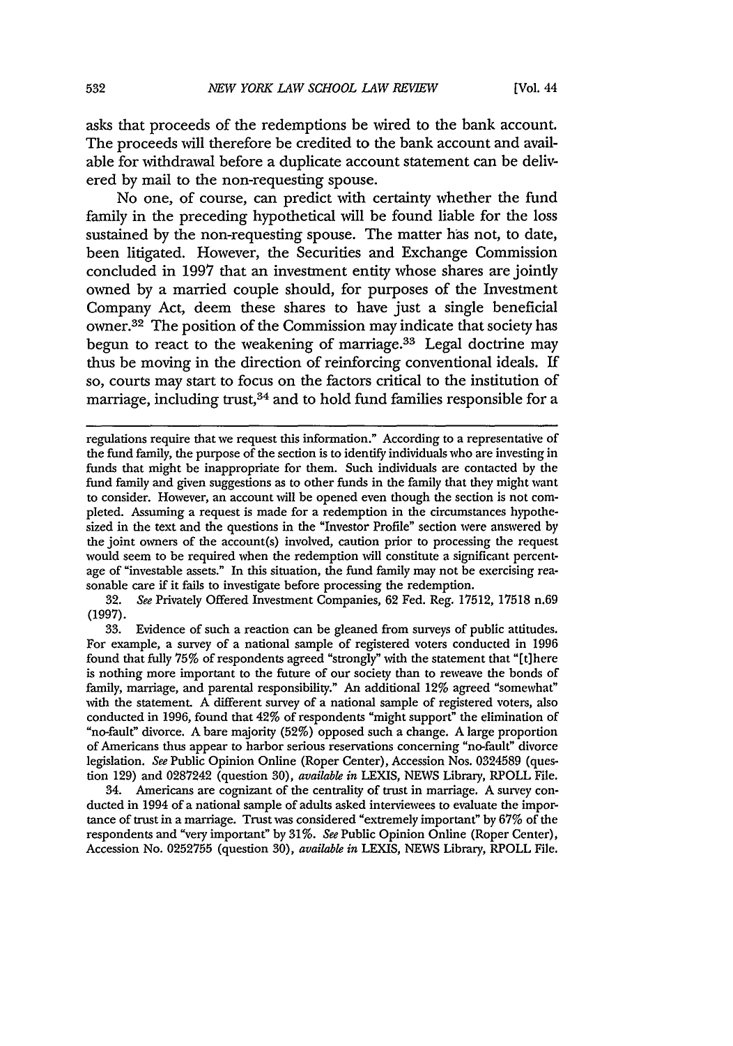asks that proceeds of the redemptions be wired to the bank account. The proceeds will therefore be credited to the bank account and available for withdrawal before a duplicate account statement can be delivered by mail to the non-requesting spouse.

No one, of course, can predict with certainty whether the fund family in the preceding hypothetical will be found liable for the loss sustained by the non-requesting spouse. The matter has not, to date, been litigated. However, the Securities and Exchange Commission concluded in 1997 that an investment entity whose shares are jointly owned by a married couple should, for purposes of the Investment Company Act, deem these shares to have just a single beneficial owner.[32] The position of the Commission may indicate that society has begun to react to the weakening of marriage.[33] Legal doctrine may thus be moving in the direction of reinforcing conventional ideals. If so, courts may start to focus on the factors critical to the institution of marriage, including trust,[34] and to hold fund families responsible for a

---

regulations require that we request this information." According to a representative of the fund family, the purpose of the section is to identify individuals who are investing in funds that might be inappropriate for them. Such individuals are contacted by the fund family and given suggestions as to other funds in the family that they might want to consider. However, an account will be opened even though the section is not completed. Assuming a request is made for a redemption in the circumstances hypothesized in the text and the questions in the "Investor Profile" section were answered by the joint owners of the account(s) involved, caution prior to processing the request would seem to be required when the redemption will constitute a significant percentage of "investable assets." In this situation, the fund family may not be exercising reasonable care if it fails to investigate before processing the redemption.

32. *See* Privately Offered Investment Companies, 62 Fed. Reg. 17512, 17518 n.69 (1997).

33. Evidence of such a reaction can be gleaned from surveys of public attitudes. For example, a survey of a national sample of registered voters conducted in 1996 found that fully 75% of respondents agreed "strongly" with the statement that "[t]here is nothing more important to the future of our society than to reweave the bonds of family, marriage, and parental responsibility." An additional 12% agreed "somewhat" with the statement. A different survey of a national sample of registered voters, also conducted in 1996, found that 42% of respondents "might support" the elimination of "no-fault" divorce. A bare majority (52%) opposed such a change. A large proportion of Americans thus appear to harbor serious reservations concerning "no-fault" divorce legislation. *See* Public Opinion Online (Roper Center), Accession Nos. 0324589 (question 129) and 0287242 (question 30), *available in* LEXIS, NEWS Library, RPOLL File.

34. Americans are cognizant of the centrality of trust in marriage. A survey conducted in 1994 of a national sample of adults asked interviewees to evaluate the importance of trust in a marriage. Trust was considered "extremely important" by 67% of the respondents and "very important" by 31%. *See* Public Opinion Online (Roper Center), Accession No. 0252755 (question 30), *available in* LEXIS, NEWS Library, RPOLL File.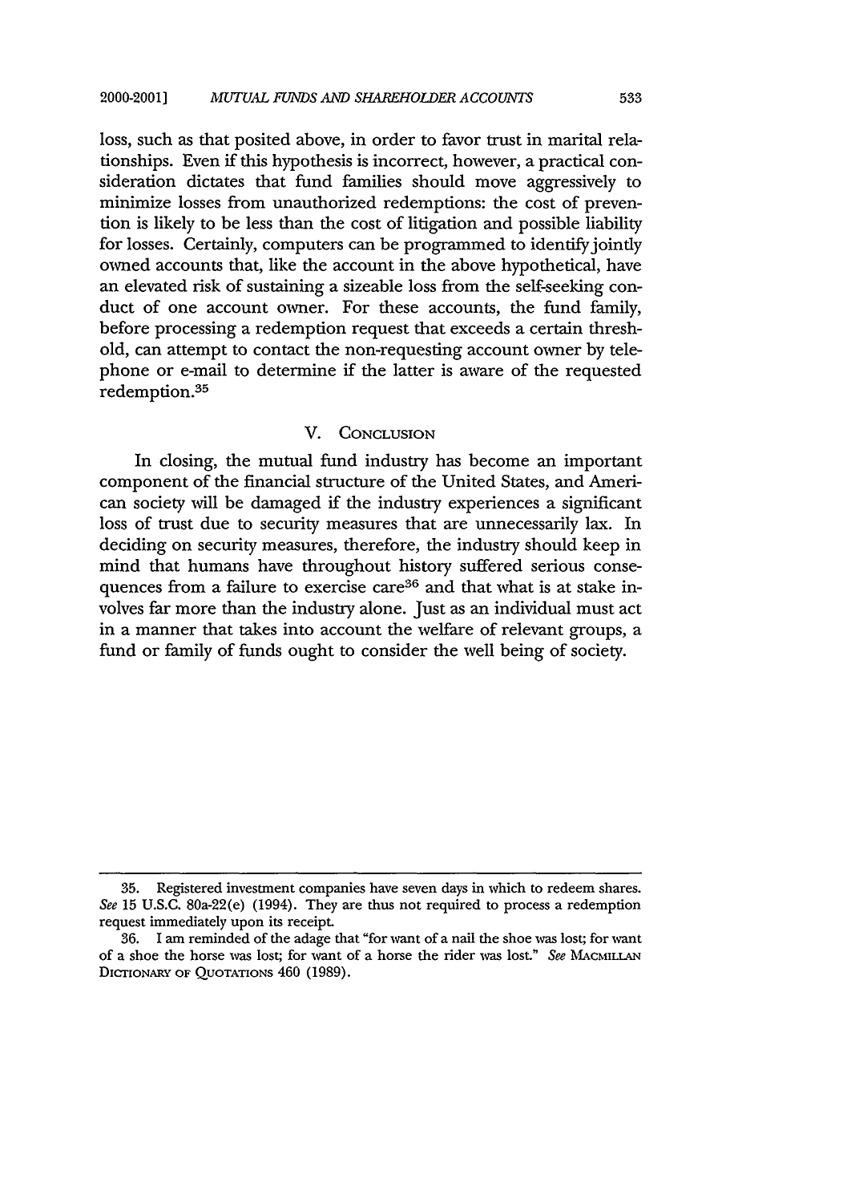loss, such as that posited above, in order to favor trust in marital relationships. Even if this hypothesis is incorrect, however, a practical consideration dictates that fund families should move aggressively to minimize losses from unauthorized redemptions: the cost of prevention is likely to be less than the cost of litigation and possible liability for losses. Certainly, computers can be programmed to identify jointly owned accounts that, like the account in the above hypothetical, have an elevated risk of sustaining a sizeable loss from the self-seeking conduct of one account owner. For these accounts, the fund family, before processing a redemption request that exceeds a certain threshold, can attempt to contact the non-requesting account owner by telephone or e-mail to determine if the latter is aware of the requested redemption.[35]

## V. Conclusion

In closing, the mutual fund industry has become an important component of the financial structure of the United States, and American society will be damaged if the industry experiences a significant loss of trust due to security measures that are unnecessarily lax. In deciding on security measures, therefore, the industry should keep in mind that humans have throughout history suffered serious consequences from a failure to exercise care[36] and that what is at stake involves far more than the industry alone. Just as an individual must act in a manner that takes into account the welfare of relevant groups, a fund or family of funds ought to consider the well being of society.

---

35. Registered investment companies have seven days in which to redeem shares. *See* 15 U.S.C. 80a-22(e) (1994). They are thus not required to process a redemption request immediately upon its receipt.

36. I am reminded of the adage that "for want of a nail the shoe was lost; for want of a shoe the horse was lost; for want of a horse the rider was lost." *See* Macmillan Dictionary of Quotations 460 (1989).